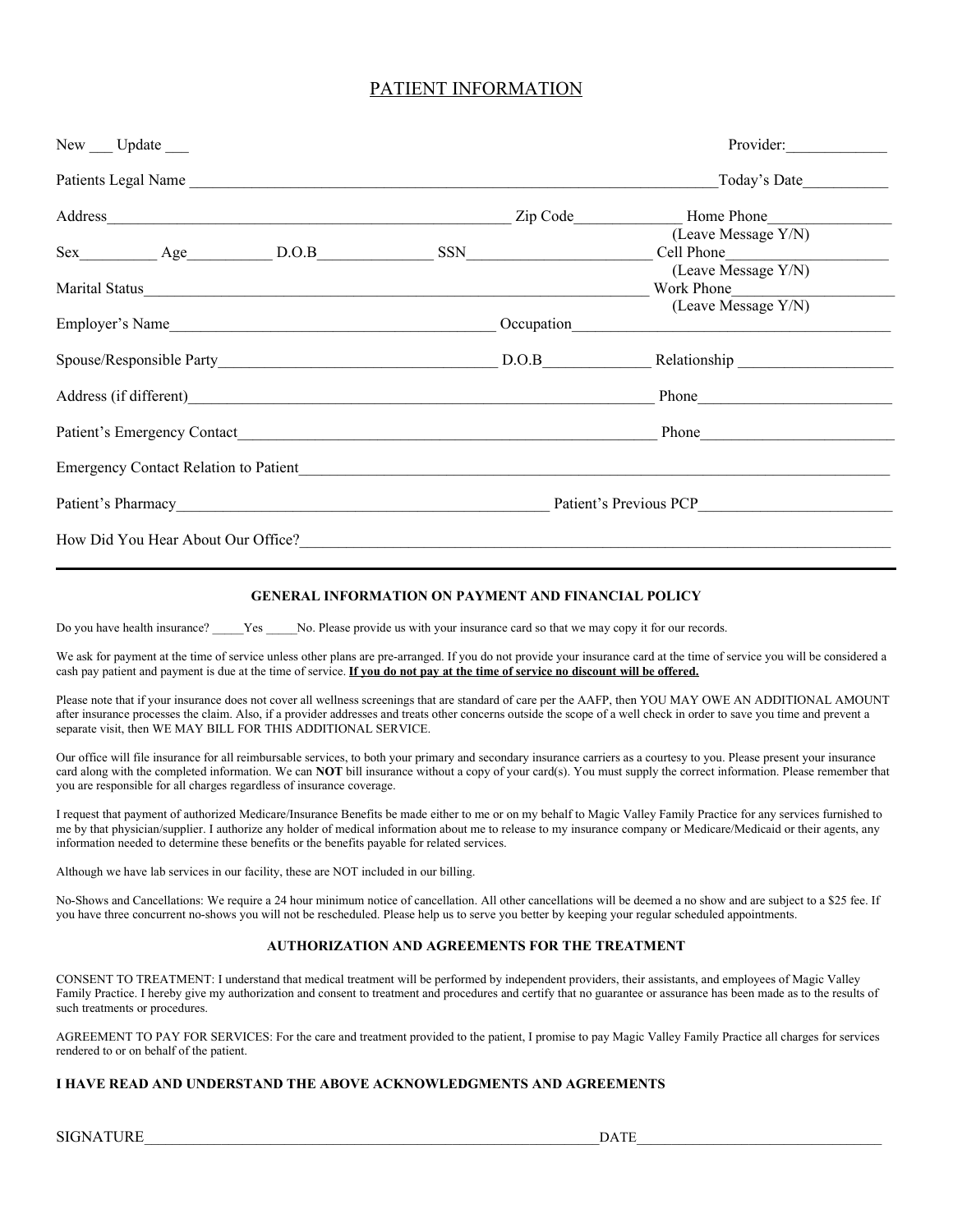# PATIENT INFORMATION

New ___ Update ___ Provider:_____________

Patients Legal Name ______________________________________________________________________Today's Date___________

Address__________________________________________________ Zip Code_____________ Home Phone_______________
(Leave Message Y/N)

Sex__________ Age__________ D.O.B______________ SSN_______________________ Cell Phone___________________
(Leave Message Y/N)

Marital Status_________________________________________________________________ Work Phone____________________
(Leave Message Y/N)

Employer's Name________________________________________ Occupation_______________________________________

Spouse/Responsible Party__________________________________ D.O.B_____________ Relationship ___________________

Address (if different)_________________________________________________________ Phone________________________

Patient's Emergency Contact____________________________________________________ Phone________________________

Emergency Contact Relation to Patient___________________________________________________________________________

Patient's Pharmacy_______________________________________________ Patient's Previous PCP________________________

How Did You Hear About Our Office?_____________________________________________________________________________

---

### GENERAL INFORMATION ON PAYMENT AND FINANCIAL POLICY

Do you have health insurance? _____Yes _____No. Please provide us with your insurance card so that we may copy it for our records.

We ask for payment at the time of service unless other plans are pre-arranged. If you do not provide your insurance card at the time of service you will be considered a cash pay patient and payment is due at the time of service. **If you do not pay at the time of service no discount will be offered.**

Please note that if your insurance does not cover all wellness screenings that are standard of care per the AAFP, then YOU MAY OWE AN ADDITIONAL AMOUNT after insurance processes the claim. Also, if a provider addresses and treats other concerns outside the scope of a well check in order to save you time and prevent a separate visit, then WE MAY BILL FOR THIS ADDITIONAL SERVICE.

Our office will file insurance for all reimbursable services, to both your primary and secondary insurance carriers as a courtesy to you. Please present your insurance card along with the completed information. We can **NOT** bill insurance without a copy of your card(s). You must supply the correct information. Please remember that you are responsible for all charges regardless of insurance coverage.

I request that payment of authorized Medicare/Insurance Benefits be made either to me or on my behalf to Magic Valley Family Practice for any services furnished to me by that physician/supplier. I authorize any holder of medical information about me to release to my insurance company or Medicare/Medicaid or their agents, any information needed to determine these benefits or the benefits payable for related services.

Although we have lab services in our facility, these are NOT included in our billing.

No-Shows and Cancellations: We require a 24 hour minimum notice of cancellation. All other cancellations will be deemed a no show and are subject to a $25 fee. If you have three concurrent no-shows you will not be rescheduled. Please help us to serve you better by keeping your regular scheduled appointments.

### AUTHORIZATION AND AGREEMENTS FOR THE TREATMENT

CONSENT TO TREATMENT: I understand that medical treatment will be performed by independent providers, their assistants, and employees of Magic Valley Family Practice. I hereby give my authorization and consent to treatment and procedures and certify that no guarantee or assurance has been made as to the results of such treatments or procedures.

AGREEMENT TO PAY FOR SERVICES: For the care and treatment provided to the patient, I promise to pay Magic Valley Family Practice all charges for services rendered to or on behalf of the patient.

**I HAVE READ AND UNDERSTAND THE ABOVE ACKNOWLEDGMENTS AND AGREEMENTS**

SIGNATURE_______________________________________________________________DATE_________________________________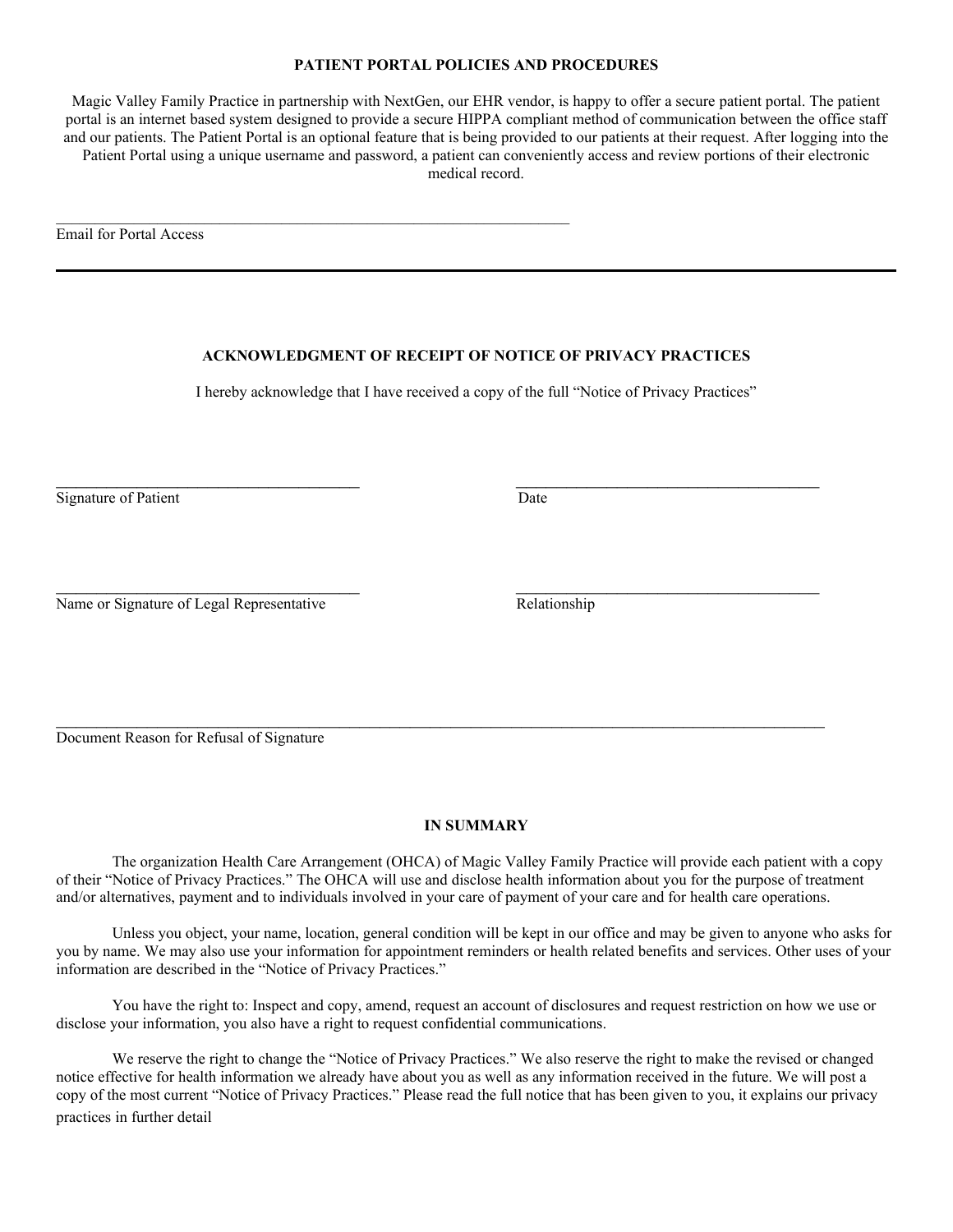**PATIENT PORTAL POLICIES AND PROCEDURES**

Magic Valley Family Practice in partnership with NextGen, our EHR vendor, is happy to offer a secure patient portal. The patient portal is an internet based system designed to provide a secure HIPPA compliant method of communication between the office staff and our patients. The Patient Portal is an optional feature that is being provided to our patients at their request. After logging into the Patient Portal using a unique username and password, a patient can conveniently access and review portions of their electronic medical record.

\_\_\_\_\_\_\_\_\_\_\_\_\_\_\_\_\_\_\_\_\_\_\_\_\_\_\_\_\_\_\_\_\_\_\_\_\_\_\_\_\_\_\_\_\_\_\_\_\_\_\_\_\_\_\_\_\_\_\_\_\_\_

Email for Portal Access

---

**ACKNOWLEDGMENT OF RECEIPT OF NOTICE OF PRIVACY PRACTICES**

I hereby acknowledge that I have received a copy of the full "Notice of Privacy Practices"

\_\_\_\_\_\_\_\_\_\_\_\_\_\_\_\_\_\_\_\_\_\_\_\_\_\_\_\_\_\_\_\_\_\_\_\_\_\_ \_\_\_\_\_\_\_\_\_\_\_\_\_\_\_\_\_\_\_\_\_\_\_\_\_\_\_\_\_\_\_\_\_\_\_\_\_\_

Signature of Patient Date

\_\_\_\_\_\_\_\_\_\_\_\_\_\_\_\_\_\_\_\_\_\_\_\_\_\_\_\_\_\_\_\_\_\_\_\_\_\_ \_\_\_\_\_\_\_\_\_\_\_\_\_\_\_\_\_\_\_\_\_\_\_\_\_\_\_\_\_\_\_\_\_\_\_\_\_\_

Name or Signature of Legal Representative Relationship

\_\_\_\_\_\_\_\_\_\_\_\_\_\_\_\_\_\_\_\_\_\_\_\_\_\_\_\_\_\_\_\_\_\_\_\_\_\_\_\_\_\_\_\_\_\_\_\_\_\_\_\_\_\_\_\_\_\_\_\_\_\_\_\_\_\_\_\_\_\_\_\_\_\_\_\_\_\_\_\_\_\_\_\_\_\_\_\_\_\_\_\_

Document Reason for Refusal of Signature

**IN SUMMARY**

The organization Health Care Arrangement (OHCA) of Magic Valley Family Practice will provide each patient with a copy of their "Notice of Privacy Practices." The OHCA will use and disclose health information about you for the purpose of treatment and/or alternatives, payment and to individuals involved in your care of payment of your care and for health care operations.

Unless you object, your name, location, general condition will be kept in our office and may be given to anyone who asks for you by name. We may also use your information for appointment reminders or health related benefits and services. Other uses of your information are described in the "Notice of Privacy Practices."

You have the right to: Inspect and copy, amend, request an account of disclosures and request restriction on how we use or disclose your information, you also have a right to request confidential communications.

We reserve the right to change the "Notice of Privacy Practices." We also reserve the right to make the revised or changed notice effective for health information we already have about you as well as any information received in the future. We will post a copy of the most current "Notice of Privacy Practices." Please read the full notice that has been given to you, it explains our privacy practices in further detail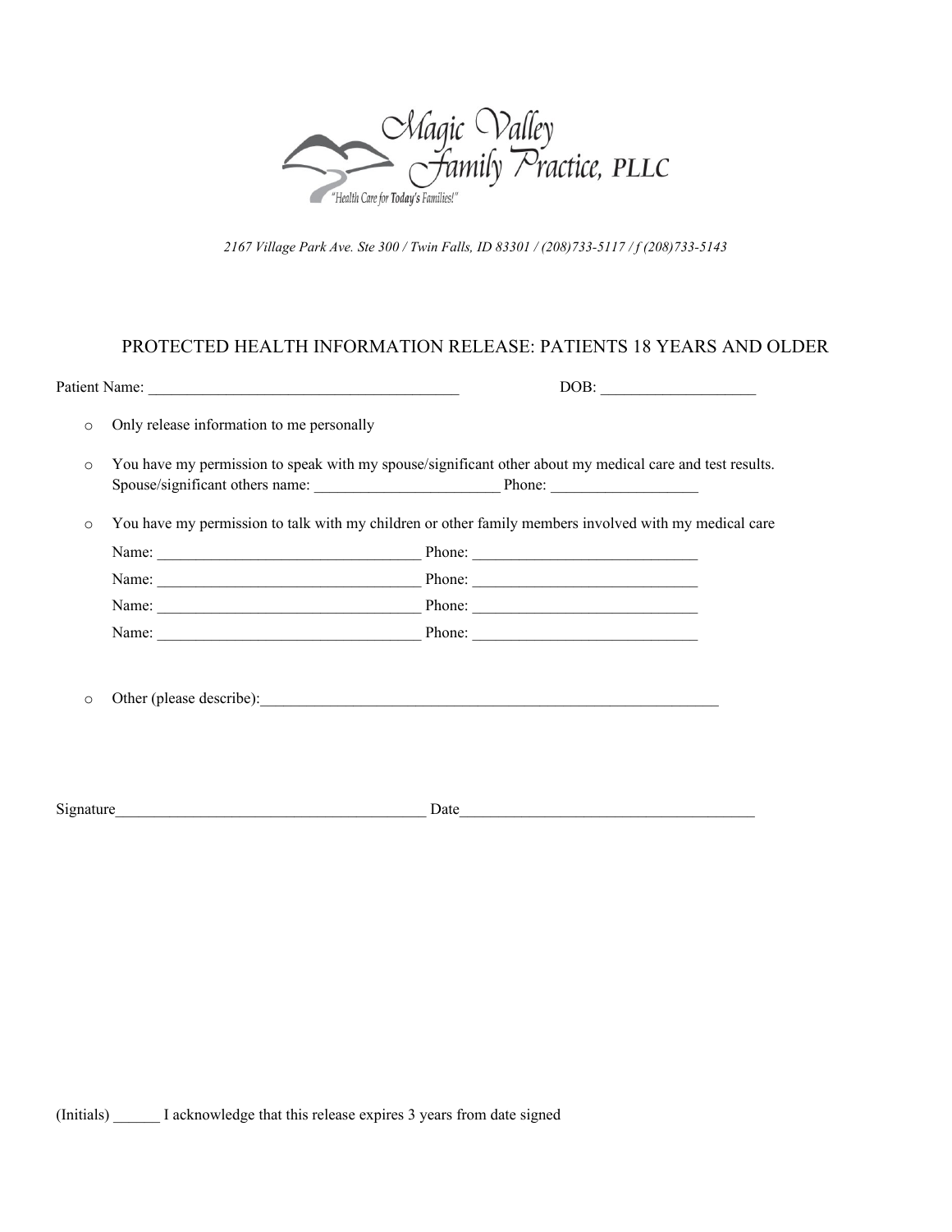Magic Valley Family Practice, PLLC

"Health Care for Today's Families!"

*2167 Village Park Ave. Ste 300 / Twin Falls, ID 83301 / (208)733-5117 / f (208)733-5143*

## PROTECTED HEALTH INFORMATION RELEASE: PATIENTS 18 YEARS AND OLDER

Patient Name: _________________________________________ DOB: ____________________

- Only release information to me personally
- You have my permission to speak with my spouse/significant other about my medical care and test results.
  Spouse/significant others name: ________________________ Phone: ___________________
- You have my permission to talk with my children or other family members involved with my medical care
  Name: __________________________________ Phone: ______________________________
  Name: __________________________________ Phone: ______________________________
  Name: __________________________________ Phone: ______________________________
  Name: __________________________________ Phone: ______________________________
- Other (please describe):_____________________________________________________________

Signature_________________________________________ Date_______________________________________

(Initials) ______ I acknowledge that this release expires 3 years from date signed